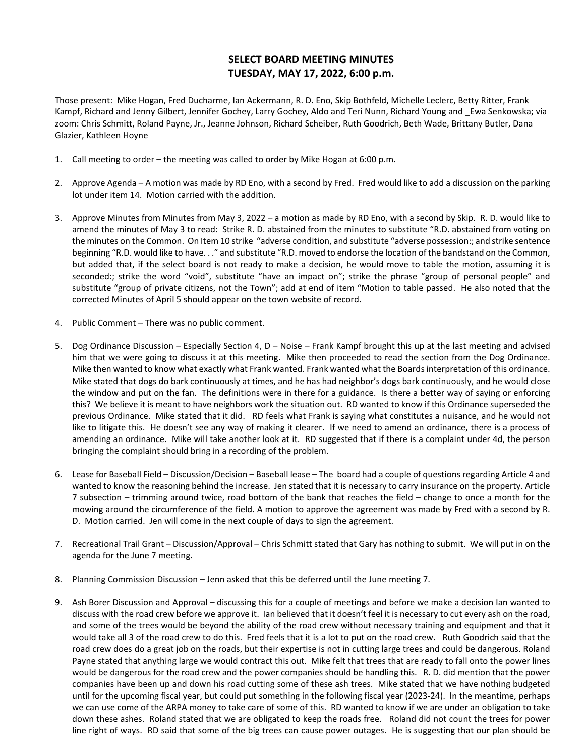# SELECT BOARD MEETING MINUTES
# TUESDAY, MAY 17, 2022, 6:00 p.m.

Those present: Mike Hogan, Fred Ducharme, Ian Ackermann, R. D. Eno, Skip Bothfeld, Michelle Leclerc, Betty Ritter, Frank Kampf, Richard and Jenny Gilbert, Jennifer Gochey, Larry Gochey, Aldo and Teri Nunn, Richard Young and _Ewa Senkowska; via zoom: Chris Schmitt, Roland Payne, Jr., Jeanne Johnson, Richard Scheiber, Ruth Goodrich, Beth Wade, Brittany Butler, Dana Glazier, Kathleen Hoyne

1. Call meeting to order – the meeting was called to order by Mike Hogan at 6:00 p.m.

2. Approve Agenda – A motion was made by RD Eno, with a second by Fred. Fred would like to add a discussion on the parking lot under item 14. Motion carried with the addition.

3. Approve Minutes from Minutes from May 3, 2022 – a motion as made by RD Eno, with a second by Skip. R. D. would like to amend the minutes of May 3 to read: Strike R. D. abstained from the minutes to substitute "R.D. abstained from voting on the minutes on the Common. On Item 10 strike "adverse condition, and substitute "adverse possession:; and strike sentence beginning "R.D. would like to have. . ." and substitute "R.D. moved to endorse the location of the bandstand on the Common, but added that, if the select board is not ready to make a decision, he would move to table the motion, assuming it is seconded:; strike the word "void", substitute "have an impact on"; strike the phrase "group of personal people" and substitute "group of private citizens, not the Town"; add at end of item "Motion to table passed. He also noted that the corrected Minutes of April 5 should appear on the town website of record.

4. Public Comment – There was no public comment.

5. Dog Ordinance Discussion – Especially Section 4, D – Noise – Frank Kampf brought this up at the last meeting and advised him that we were going to discuss it at this meeting. Mike then proceeded to read the section from the Dog Ordinance. Mike then wanted to know what exactly what Frank wanted. Frank wanted what the Boards interpretation of this ordinance. Mike stated that dogs do bark continuously at times, and he has had neighbor's dogs bark continuously, and he would close the window and put on the fan. The definitions were in there for a guidance. Is there a better way of saying or enforcing this? We believe it is meant to have neighbors work the situation out. RD wanted to know if this Ordinance superseded the previous Ordinance. Mike stated that it did. RD feels what Frank is saying what constitutes a nuisance, and he would not like to litigate this. He doesn't see any way of making it clearer. If we need to amend an ordinance, there is a process of amending an ordinance. Mike will take another look at it. RD suggested that if there is a complaint under 4d, the person bringing the complaint should bring in a recording of the problem.

6. Lease for Baseball Field – Discussion/Decision – Baseball lease – The board had a couple of questions regarding Article 4 and wanted to know the reasoning behind the increase. Jen stated that it is necessary to carry insurance on the property. Article 7 subsection – trimming around twice, road bottom of the bank that reaches the field – change to once a month for the mowing around the circumference of the field. A motion to approve the agreement was made by Fred with a second by R. D. Motion carried. Jen will come in the next couple of days to sign the agreement.

7. Recreational Trail Grant – Discussion/Approval – Chris Schmitt stated that Gary has nothing to submit. We will put in on the agenda for the June 7 meeting.

8. Planning Commission Discussion – Jenn asked that this be deferred until the June meeting 7.

9. Ash Borer Discussion and Approval – discussing this for a couple of meetings and before we make a decision Ian wanted to discuss with the road crew before we approve it. Ian believed that it doesn't feel it is necessary to cut every ash on the road, and some of the trees would be beyond the ability of the road crew without necessary training and equipment and that it would take all 3 of the road crew to do this. Fred feels that it is a lot to put on the road crew. Ruth Goodrich said that the road crew does do a great job on the roads, but their expertise is not in cutting large trees and could be dangerous. Roland Payne stated that anything large we would contract this out. Mike felt that trees that are ready to fall onto the power lines would be dangerous for the road crew and the power companies should be handling this. R. D. did mention that the power companies have been up and down his road cutting some of these ash trees. Mike stated that we have nothing budgeted until for the upcoming fiscal year, but could put something in the following fiscal year (2023-24). In the meantime, perhaps we can use come of the ARPA money to take care of some of this. RD wanted to know if we are under an obligation to take down these ashes. Roland stated that we are obligated to keep the roads free. Roland did not count the trees for power line right of ways. RD said that some of the big trees can cause power outages. He is suggesting that our plan should be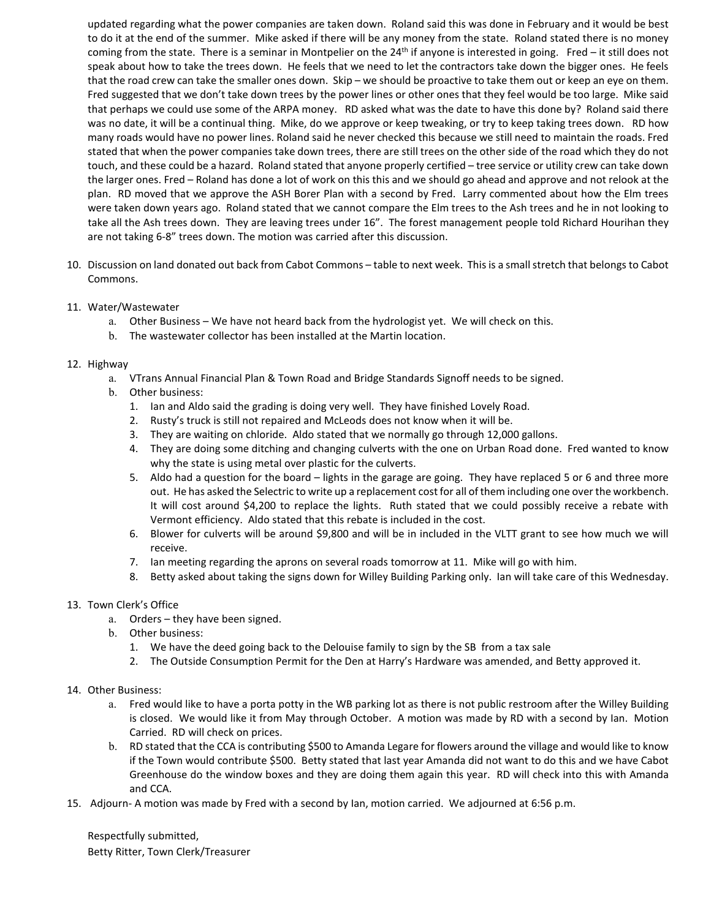updated regarding what the power companies are taken down. Roland said this was done in February and it would be best to do it at the end of the summer. Mike asked if there will be any money from the state. Roland stated there is no money coming from the state. There is a seminar in Montpelier on the 24th if anyone is interested in going. Fred – it still does not speak about how to take the trees down. He feels that we need to let the contractors take down the bigger ones. He feels that the road crew can take the smaller ones down. Skip – we should be proactive to take them out or keep an eye on them. Fred suggested that we don't take down trees by the power lines or other ones that they feel would be too large. Mike said that perhaps we could use some of the ARPA money. RD asked what was the date to have this done by? Roland said there was no date, it will be a continual thing. Mike, do we approve or keep tweaking, or try to keep taking trees down. RD how many roads would have no power lines. Roland said he never checked this because we still need to maintain the roads. Fred stated that when the power companies take down trees, there are still trees on the other side of the road which they do not touch, and these could be a hazard. Roland stated that anyone properly certified – tree service or utility crew can take down the larger ones. Fred – Roland has done a lot of work on this this and we should go ahead and approve and not relook at the plan. RD moved that we approve the ASH Borer Plan with a second by Fred. Larry commented about how the Elm trees were taken down years ago. Roland stated that we cannot compare the Elm trees to the Ash trees and he in not looking to take all the Ash trees down. They are leaving trees under 16". The forest management people told Richard Hourihan they are not taking 6-8" trees down. The motion was carried after this discussion.

10. Discussion on land donated out back from Cabot Commons – table to next week. This is a small stretch that belongs to Cabot Commons.

11. Water/Wastewater
    a. Other Business – We have not heard back from the hydrologist yet. We will check on this.
    b. The wastewater collector has been installed at the Martin location.

12. Highway
    a. VTrans Annual Financial Plan & Town Road and Bridge Standards Signoff needs to be signed.
    b. Other business:
        1. Ian and Aldo said the grading is doing very well. They have finished Lovely Road.
        2. Rusty's truck is still not repaired and McLeods does not know when it will be.
        3. They are waiting on chloride. Aldo stated that we normally go through 12,000 gallons.
        4. They are doing some ditching and changing culverts with the one on Urban Road done. Fred wanted to know why the state is using metal over plastic for the culverts.
        5. Aldo had a question for the board – lights in the garage are going. They have replaced 5 or 6 and three more out. He has asked the Selectric to write up a replacement cost for all of them including one over the workbench. It will cost around $4,200 to replace the lights. Ruth stated that we could possibly receive a rebate with Vermont efficiency. Aldo stated that this rebate is included in the cost.
        6. Blower for culverts will be around $9,800 and will be in included in the VLTT grant to see how much we will receive.
        7. Ian meeting regarding the aprons on several roads tomorrow at 11. Mike will go with him.
        8. Betty asked about taking the signs down for Willey Building Parking only. Ian will take care of this Wednesday.

13. Town Clerk's Office
    a. Orders – they have been signed.
    b. Other business:
        1. We have the deed going back to the Delouise family to sign by the SB from a tax sale
        2. The Outside Consumption Permit for the Den at Harry's Hardware was amended, and Betty approved it.

14. Other Business:
    a. Fred would like to have a porta potty in the WB parking lot as there is not public restroom after the Willey Building is closed. We would like it from May through October. A motion was made by RD with a second by Ian. Motion Carried. RD will check on prices.
    b. RD stated that the CCA is contributing $500 to Amanda Legare for flowers around the village and would like to know if the Town would contribute $500. Betty stated that last year Amanda did not want to do this and we have Cabot Greenhouse do the window boxes and they are doing them again this year. RD will check into this with Amanda and CCA.

15. Adjourn- A motion was made by Fred with a second by Ian, motion carried. We adjourned at 6:56 p.m.

Respectfully submitted,
Betty Ritter, Town Clerk/Treasurer